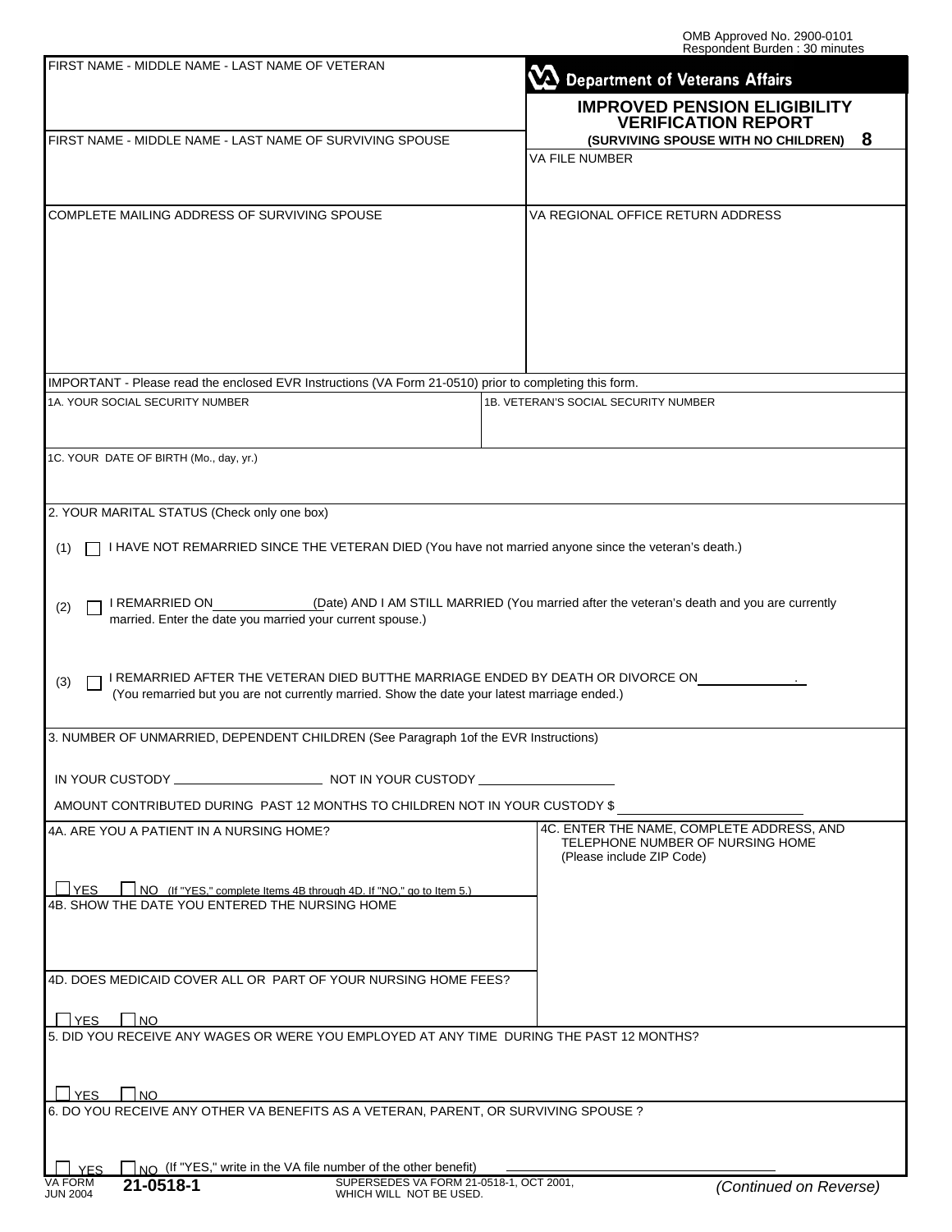OMB Approved No. 2900-0101
Respondent Burden : 30 minutes

**Department of Veterans Affairs**

# IMPROVED PENSION ELIGIBILITY VERIFICATION REPORT

**(SURVIVING SPOUSE WITH NO CHILDREN) 8**

FIRST NAME - MIDDLE NAME - LAST NAME OF VETERAN

FIRST NAME - MIDDLE NAME - LAST NAME OF SURVIVING SPOUSE

VA FILE NUMBER

COMPLETE MAILING ADDRESS OF SURVIVING SPOUSE

VA REGIONAL OFFICE RETURN ADDRESS

IMPORTANT - Please read the enclosed EVR Instructions (VA Form 21-0510) prior to completing this form.

1A. YOUR SOCIAL SECURITY NUMBER

1B. VETERAN'S SOCIAL SECURITY NUMBER

1C. YOUR DATE OF BIRTH (Mo., day, yr.)

2. YOUR MARITAL STATUS (Check only one box)

(1) ☐ I HAVE NOT REMARRIED SINCE THE VETERAN DIED (You have not married anyone since the veteran's death.)

(2) ☐ I REMARRIED ON ____________ (Date) AND I AM STILL MARRIED (You married after the veteran's death and you are currently married. Enter the date you married your current spouse.)

(3) ☐ I REMARRIED AFTER THE VETERAN DIED BUTTHE MARRIAGE ENDED BY DEATH OR DIVORCE ON ____________. (You remarried but you are not currently married. Show the date your latest marriage ended.)

3. NUMBER OF UNMARRIED, DEPENDENT CHILDREN (See Paragraph 1of the EVR Instructions)

IN YOUR CUSTODY ____________ NOT IN YOUR CUSTODY ____________

AMOUNT CONTRIBUTED DURING PAST 12 MONTHS TO CHILDREN NOT IN YOUR CUSTODY $ ____________

4A. ARE YOU A PATIENT IN A NURSING HOME?

☐ YES ☐ NO (If "YES," complete Items 4B through 4D. If "NO," go to Item 5.)

4B. SHOW THE DATE YOU ENTERED THE NURSING HOME

4C. ENTER THE NAME, COMPLETE ADDRESS, AND TELEPHONE NUMBER OF NURSING HOME (Please include ZIP Code)

4D. DOES MEDICAID COVER ALL OR PART OF YOUR NURSING HOME FEES?

☐ YES ☐ NO

5. DID YOU RECEIVE ANY WAGES OR WERE YOU EMPLOYED AT ANY TIME DURING THE PAST 12 MONTHS?

☐ YES ☐ NO

6. DO YOU RECEIVE ANY OTHER VA BENEFITS AS A VETERAN, PARENT, OR SURVIVING SPOUSE ?

☐ YES ☐ NO (If "YES," write in the VA file number of the other benefit) ____________

VA FORM JUN 2004 **21-0518-1** SUPERSEDES VA FORM 21-0518-1, OCT 2001, WHICH WILL NOT BE USED. *(Continued on Reverse)*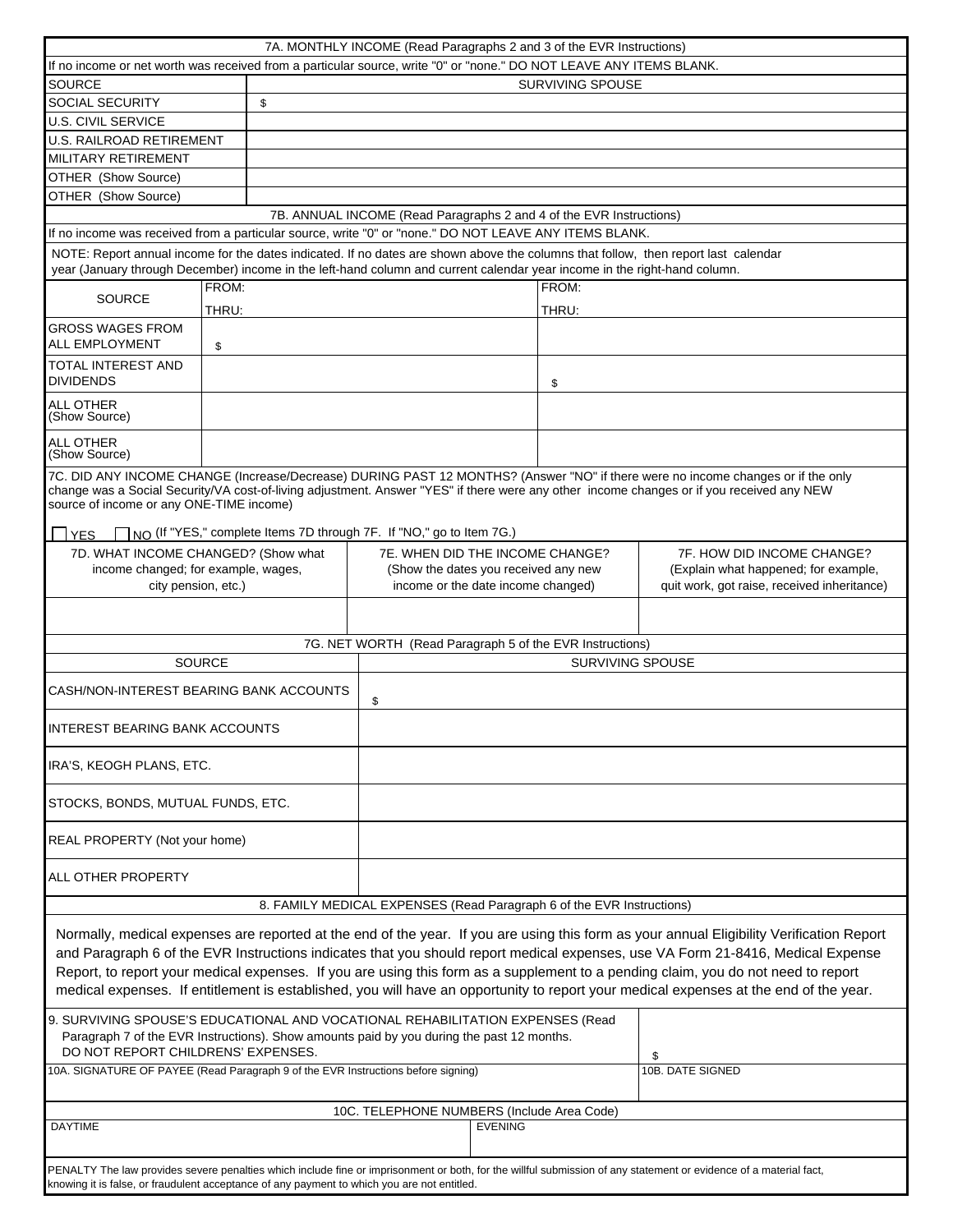## 7A. MONTHLY INCOME (Read Paragraphs 2 and 3 of the EVR Instructions)

If no income or net worth was received from a particular source, write "0" or "none." DO NOT LEAVE ANY ITEMS BLANK.

| SOURCE | SURVIVING SPOUSE |
|---|---|
| SOCIAL SECURITY | $ |
| U.S. CIVIL SERVICE | |
| U.S. RAILROAD RETIREMENT | |
| MILITARY RETIREMENT | |
| OTHER (Show Source) | |
| OTHER (Show Source) | |

## 7B. ANNUAL INCOME (Read Paragraphs 2 and 4 of the EVR Instructions)

If no income was received from a particular source, write "0" or "none." DO NOT LEAVE ANY ITEMS BLANK.

NOTE: Report annual income for the dates indicated. If no dates are shown above the columns that follow, then report last calendar year (January through December) income in the left-hand column and current calendar year income in the right-hand column.

| SOURCE | FROM: THRU: | FROM: THRU: |
|---|---|---|
| GROSS WAGES FROM ALL EMPLOYMENT | $ | |
| TOTAL INTEREST AND DIVIDENDS | | $ |
| ALL OTHER (Show Source) | | |
| ALL OTHER (Show Source) | | |

7C. DID ANY INCOME CHANGE (Increase/Decrease) DURING PAST 12 MONTHS? (Answer "NO" if there were no income changes or if the only change was a Social Security/VA cost-of-living adjustment. Answer "YES" if there were any other income changes or if you received any NEW source of income or any ONE-TIME income)

☐ YES ☐ NO (If "YES," complete Items 7D through 7F. If "NO," go to Item 7G.)

| 7D. WHAT INCOME CHANGED? (Show what income changed; for example, wages, city pension, etc.) | 7E. WHEN DID THE INCOME CHANGE? (Show the dates you received any new income or the date income changed) | 7F. HOW DID INCOME CHANGE? (Explain what happened; for example, quit work, got raise, received inheritance) |
|---|---|---|
| | | |

## 7G. NET WORTH (Read Paragraph 5 of the EVR Instructions)

| SOURCE | SURVIVING SPOUSE |
|---|---|
| CASH/NON-INTEREST BEARING BANK ACCOUNTS | $ |
| INTEREST BEARING BANK ACCOUNTS | |
| IRA'S, KEOGH PLANS, ETC. | |
| STOCKS, BONDS, MUTUAL FUNDS, ETC. | |
| REAL PROPERTY (Not your home) | |
| ALL OTHER PROPERTY | |

## 8. FAMILY MEDICAL EXPENSES (Read Paragraph 6 of the EVR Instructions)

Normally, medical expenses are reported at the end of the year. If you are using this form as your annual Eligibility Verification Report and Paragraph 6 of the EVR Instructions indicates that you should report medical expenses, use VA Form 21-8416, Medical Expense Report, to report your medical expenses. If you are using this form as a supplement to a pending claim, you do not need to report medical expenses. If entitlement is established, you will have an opportunity to report your medical expenses at the end of the year.

| | |
|---|---|
| 9. SURVIVING SPOUSE'S EDUCATIONAL AND VOCATIONAL REHABILITATION EXPENSES (Read Paragraph 7 of the EVR Instructions). Show amounts paid by you during the past 12 months. DO NOT REPORT CHILDRENS' EXPENSES. | $ |
| 10A. SIGNATURE OF PAYEE (Read Paragraph 9 of the EVR Instructions before signing) | 10B. DATE SIGNED |

10C. TELEPHONE NUMBERS (Include Area Code)

| DAYTIME | EVENING |
|---|---|
| | |

PENALTY The law provides severe penalties which include fine or imprisonment or both, for the willful submission of any statement or evidence of a material fact, knowing it is false, or fraudulent acceptance of any payment to which you are not entitled.